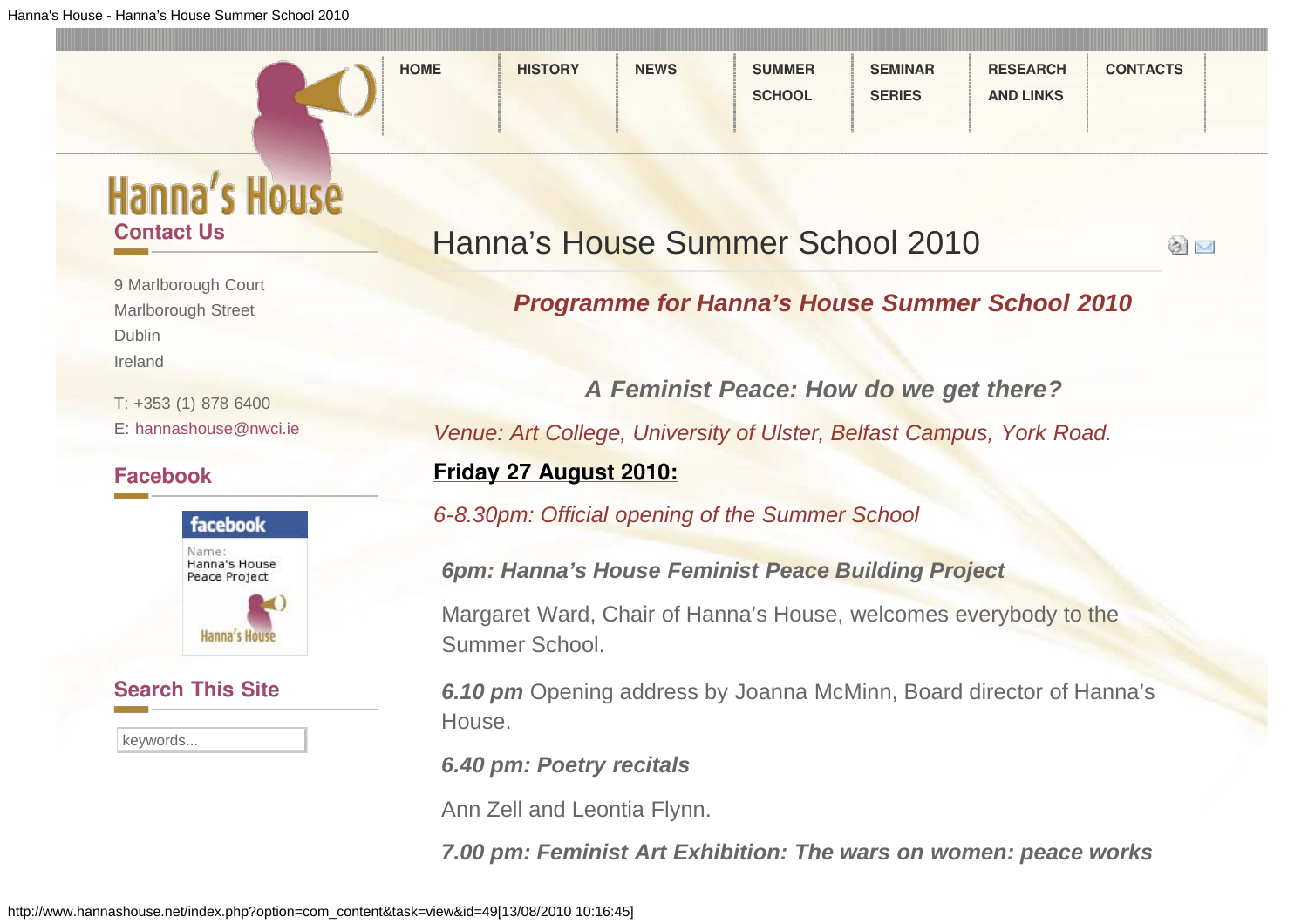HOME | HISTORY | NEWS | SUMMER SCHOOL | SEMINAR SERIES | RESEARCH AND LINKS | CONTACTS

Hanna's House

## Contact Us

9 Marlborough Court
Marlborough Street
Dublin
Ireland

T: +353 (1) 878 6400
E: hannashouse@nwci.ie

## Facebook

facebook
Name:
Hanna's House Peace Project

## Search This Site

keywords...

# Hanna's House Summer School 2010

***Programme for Hanna's House Summer School 2010***

***A Feminist Peace: How do we get there?***

*Venue: Art College, University of Ulster, Belfast Campus, York Road.*

**Friday 27 August 2010:**

*6-8.30pm: Official opening of the Summer School*

***6pm: Hanna's House Feminist Peace Building Project***

Margaret Ward, Chair of Hanna's House, welcomes everybody to the Summer School.

***6.10 pm*** Opening address by Joanna McMinn, Board director of Hanna's House.

***6.40 pm: Poetry recitals***

Ann Zell and Leontia Flynn.

***7.00 pm: Feminist Art Exhibition: The wars on women: peace works***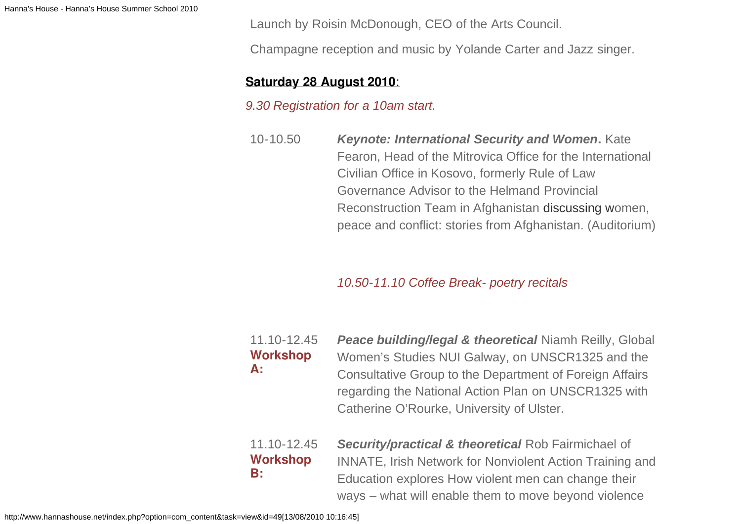Launch by Roisin McDonough, CEO of the Arts Council.

Champagne reception and music by Yolande Carter and Jazz singer.

**Saturday 28 August 2010**:

*9.30 Registration for a 10am start.*

| | |
|---|---|
| 10-10.50 | ***Keynote: International Security and Women*****.** Kate Fearon, Head of the Mitrovica Office for the International Civilian Office in Kosovo, formerly Rule of Law Governance Advisor to the Helmand Provincial Reconstruction Team in Afghanistan discussing women, peace and conflict: stories from Afghanistan. (Auditorium) |
| | *10.50-11.10 Coffee Break- poetry recitals* |
| 11.10-12.45 **Workshop A:** | ***Peace building/legal & theoretical*** Niamh Reilly, Global Women's Studies NUI Galway, on UNSCR1325 and the Consultative Group to the Department of Foreign Affairs regarding the National Action Plan on UNSCR1325 with Catherine O'Rourke, University of Ulster. |
| 11.10-12.45 **Workshop B:** | ***Security/practical & theoretical*** Rob Fairmichael of INNATE, Irish Network for Nonviolent Action Training and Education explores How violent men can change their ways – what will enable them to move beyond violence |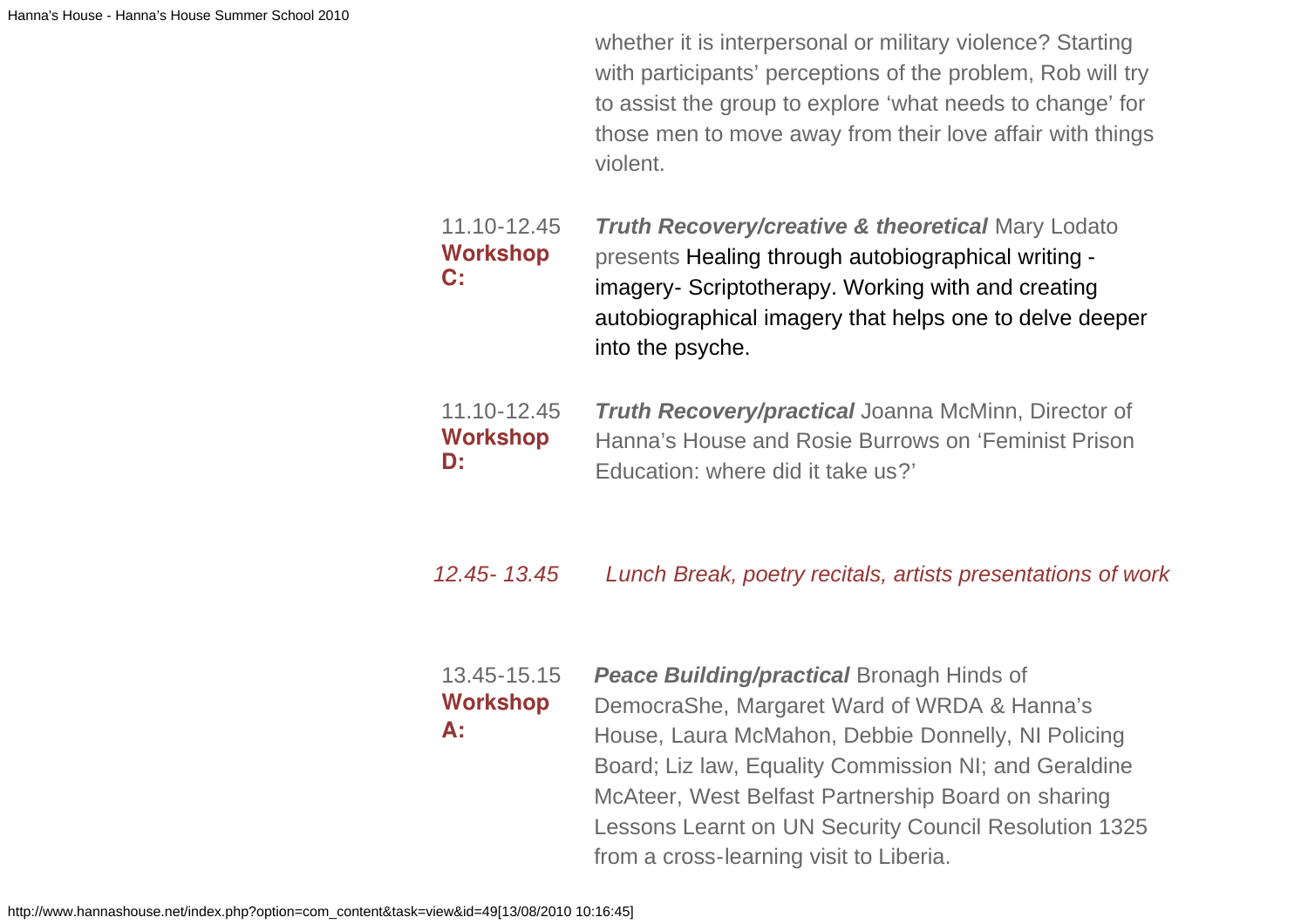whether it is interpersonal or military violence? Starting with participants' perceptions of the problem, Rob will try to assist the group to explore 'what needs to change' for those men to move away from their love affair with things violent.

11.10-12.45 **Workshop C:** ***Truth Recovery/creative & theoretical*** Mary Lodato presents Healing through autobiographical writing - imagery- Scriptotherapy. Working with and creating autobiographical imagery that helps one to delve deeper into the psyche.

11.10-12.45 **Workshop D:** ***Truth Recovery/practical*** Joanna McMinn, Director of Hanna's House and Rosie Burrows on 'Feminist Prison Education: where did it take us?'

*12.45- 13.45 Lunch Break, poetry recitals, artists presentations of work*

13.45-15.15 **Workshop A:** ***Peace Building/practical*** Bronagh Hinds of DemocraShe, Margaret Ward of WRDA & Hanna's House, Laura McMahon, Debbie Donnelly, NI Policing Board; Liz law, Equality Commission NI; and Geraldine McAteer, West Belfast Partnership Board on sharing Lessons Learnt on UN Security Council Resolution 1325 from a cross-learning visit to Liberia.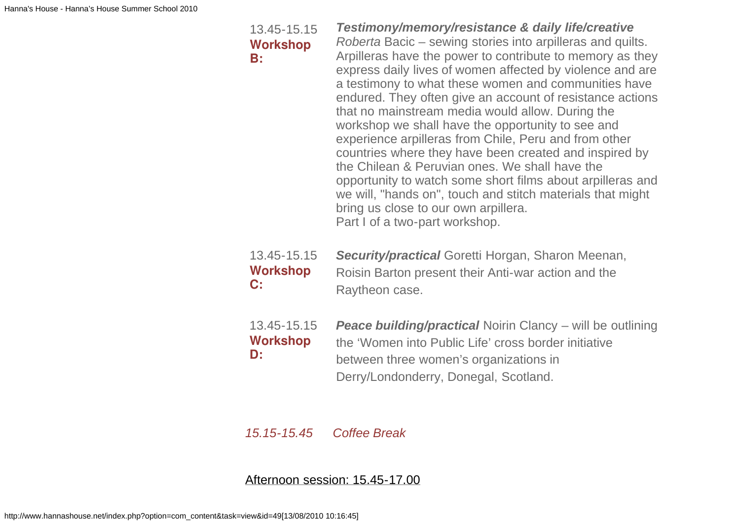13.45-15.15 **Workshop B:**

***Testimony/memory/resistance & daily life/creative***
*Roberta* Bacic – sewing stories into arpilleras and quilts. Arpilleras have the power to contribute to memory as they express daily lives of women affected by violence and are a testimony to what these women and communities have endured. They often give an account of resistance actions that no mainstream media would allow. During the workshop we shall have the opportunity to see and experience arpilleras from Chile, Peru and from other countries where they have been created and inspired by the Chilean & Peruvian ones. We shall have the opportunity to watch some short films about arpilleras and we will, "hands on", touch and stitch materials that might bring us close to our own arpillera.
Part I of a two-part workshop.

13.45-15.15 **Workshop C:**

***Security/practical*** Goretti Horgan, Sharon Meenan, Roisin Barton present their Anti-war action and the Raytheon case.

13.45-15.15 **Workshop D:**

***Peace building/practical*** Noirin Clancy – will be outlining the 'Women into Public Life' cross border initiative between three women's organizations in Derry/Londonderry, Donegal, Scotland.

*15.15-15.45 Coffee Break*

Afternoon session: 15.45-17.00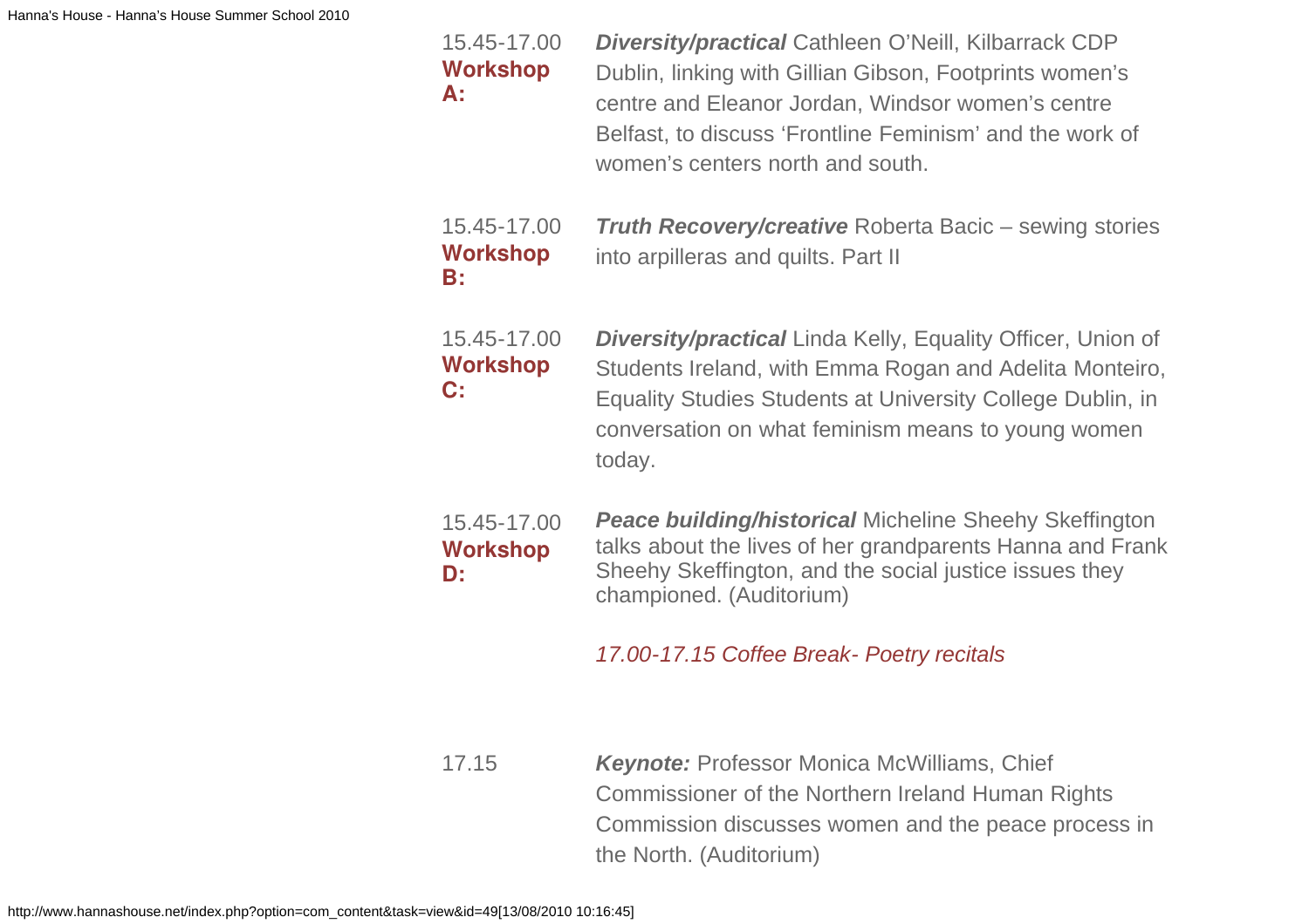15.45-17.00 **Workshop A:** ***Diversity/practical*** Cathleen O'Neill, Kilbarrack CDP Dublin, linking with Gillian Gibson, Footprints women's centre and Eleanor Jordan, Windsor women's centre Belfast, to discuss 'Frontline Feminism' and the work of women's centers north and south.

15.45-17.00 **Workshop B:** ***Truth Recovery/creative*** Roberta Bacic – sewing stories into arpilleras and quilts. Part II

15.45-17.00 **Workshop C:** ***Diversity/practical*** Linda Kelly, Equality Officer, Union of Students Ireland, with Emma Rogan and Adelita Monteiro, Equality Studies Students at University College Dublin, in conversation on what feminism means to young women today.

15.45-17.00 **Workshop D:** ***Peace building/historical*** Micheline Sheehy Skeffington talks about the lives of her grandparents Hanna and Frank Sheehy Skeffington, and the social justice issues they championed. (Auditorium)

*17.00-17.15 Coffee Break- Poetry recitals*

17.15 ***Keynote:*** Professor Monica McWilliams, Chief Commissioner of the Northern Ireland Human Rights Commission discusses women and the peace process in the North. (Auditorium)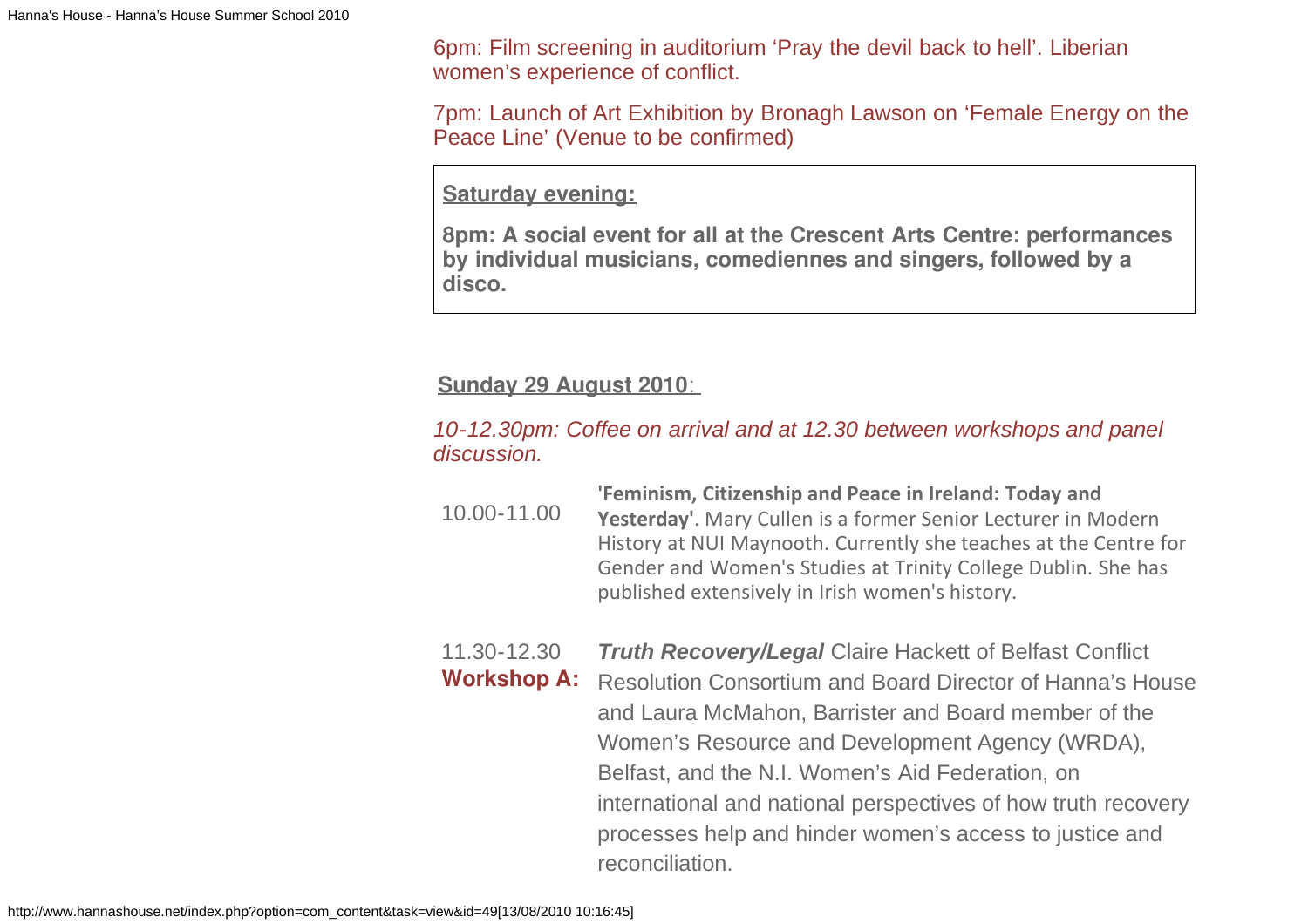6pm: Film screening in auditorium 'Pray the devil back to hell'. Liberian women's experience of conflict.

7pm: Launch of Art Exhibition by Bronagh Lawson on 'Female Energy on the Peace Line' (Venue to be confirmed)

**Saturday evening:**

**8pm: A social event for all at the Crescent Arts Centre: performances by individual musicians, comediennes and singers, followed by a disco.**

## Sunday 29 August 2010:

*10-12.30pm: Coffee on arrival and at 12.30 between workshops and panel discussion.*

| | |
|---|---|
| 10.00-11.00 | **'Feminism, Citizenship and Peace in Ireland: Today and Yesterday'**. Mary Cullen is a former Senior Lecturer in Modern History at NUI Maynooth. Currently she teaches at the Centre for Gender and Women's Studies at Trinity College Dublin. She has published extensively in Irish women's history. |
| 11.30-12.30 **Workshop A:** | ***Truth Recovery/Legal*** Claire Hackett of Belfast Conflict Resolution Consortium and Board Director of Hanna's House and Laura McMahon, Barrister and Board member of the Women's Resource and Development Agency (WRDA), Belfast, and the N.I. Women's Aid Federation, on international and national perspectives of how truth recovery processes help and hinder women's access to justice and reconciliation. |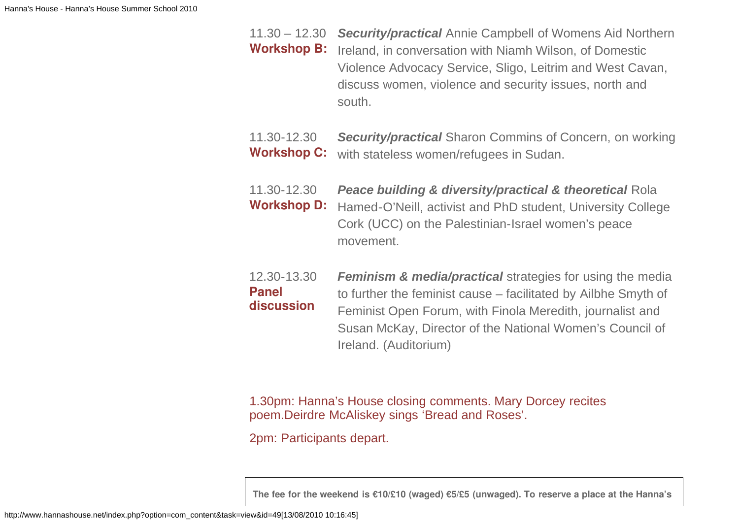11.30 – 12.30 **Workshop B:** ***Security/practical*** Annie Campbell of Womens Aid Northern Ireland, in conversation with Niamh Wilson, of Domestic Violence Advocacy Service, Sligo, Leitrim and West Cavan, discuss women, violence and security issues, north and south.

11.30-12.30 **Workshop C:** ***Security/practical*** Sharon Commins of Concern, on working with stateless women/refugees in Sudan.

11.30-12.30 **Workshop D:** ***Peace building & diversity/practical & theoretical*** Rola Hamed-O'Neill, activist and PhD student, University College Cork (UCC) on the Palestinian-Israel women's peace movement.

12.30-13.30 **Panel discussion** ***Feminism & media/practical*** strategies for using the media to further the feminist cause – facilitated by Ailbhe Smyth of Feminist Open Forum, with Finola Meredith, journalist and Susan McKay, Director of the National Women's Council of Ireland. (Auditorium)

1.30pm: Hanna's House closing comments. Mary Dorcey recites poem.Deirdre McAliskey sings 'Bread and Roses'.

2pm: Participants depart.

**The fee for the weekend is €10/£10 (waged) €5/£5 (unwaged). To reserve a place at the Hanna's**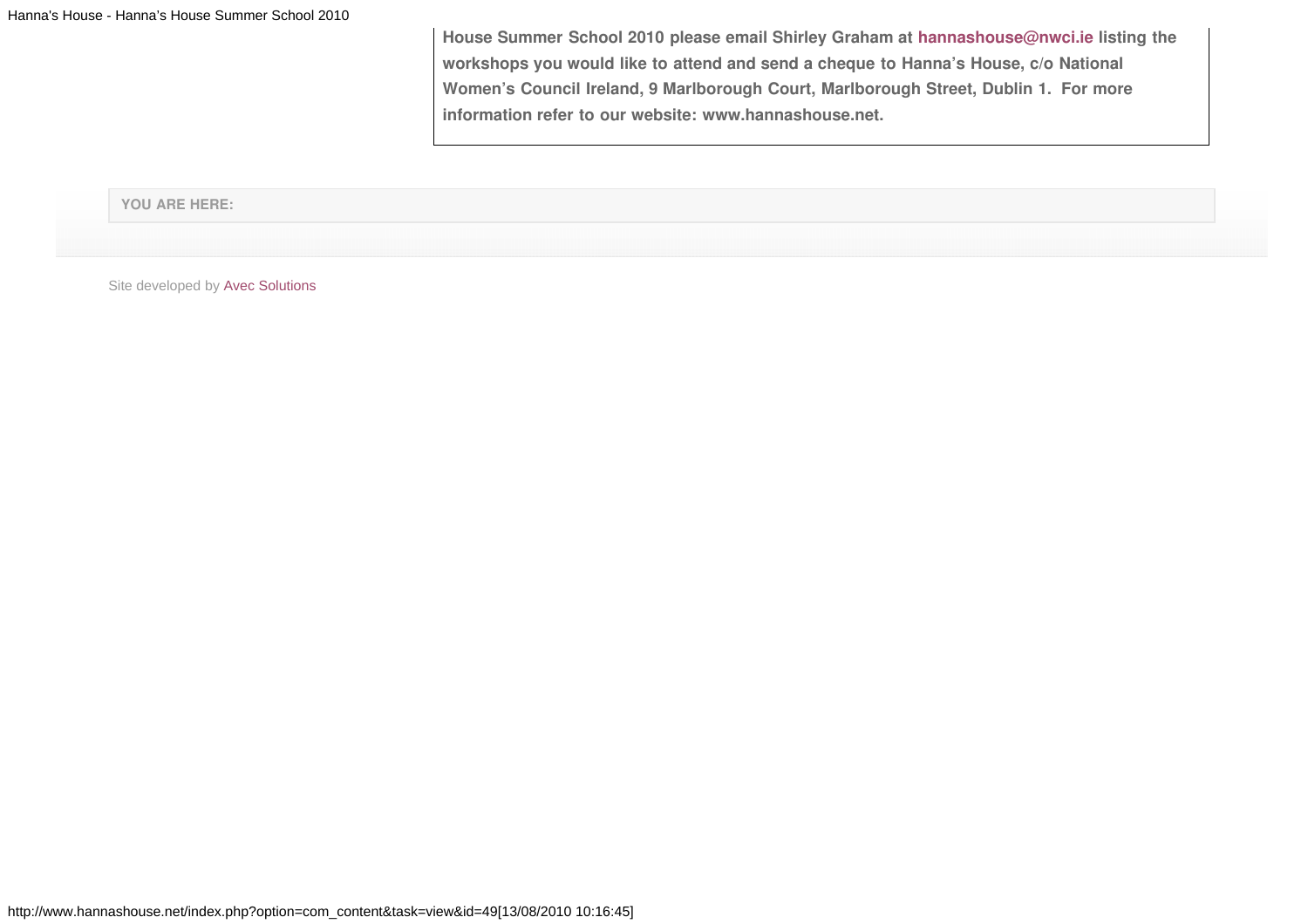**House Summer School 2010 please email Shirley Graham at hannashouse@nwci.ie listing the workshops you would like to attend and send a cheque to Hanna's House, c/o National Women's Council Ireland, 9 Marlborough Court, Marlborough Street, Dublin 1. For more information refer to our website: www.hannashouse.net.**

YOU ARE HERE:

Site developed by Avec Solutions